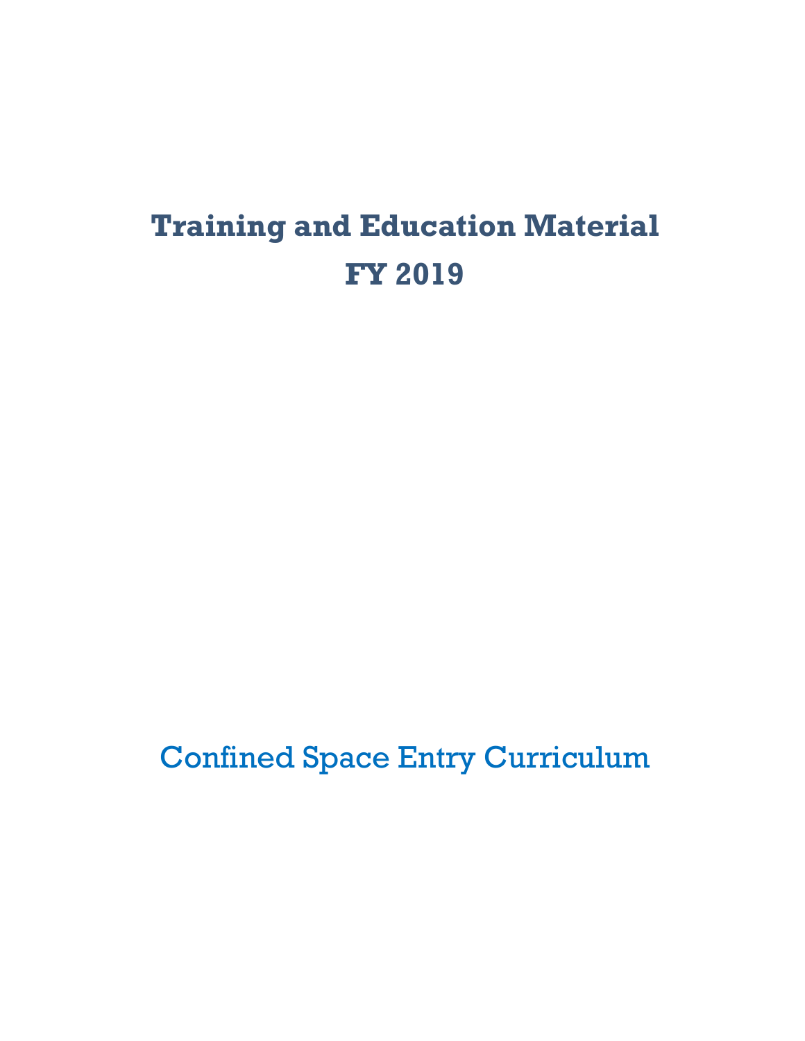# Training and Education Material

# FY 2019

## Confined Space Entry Curriculum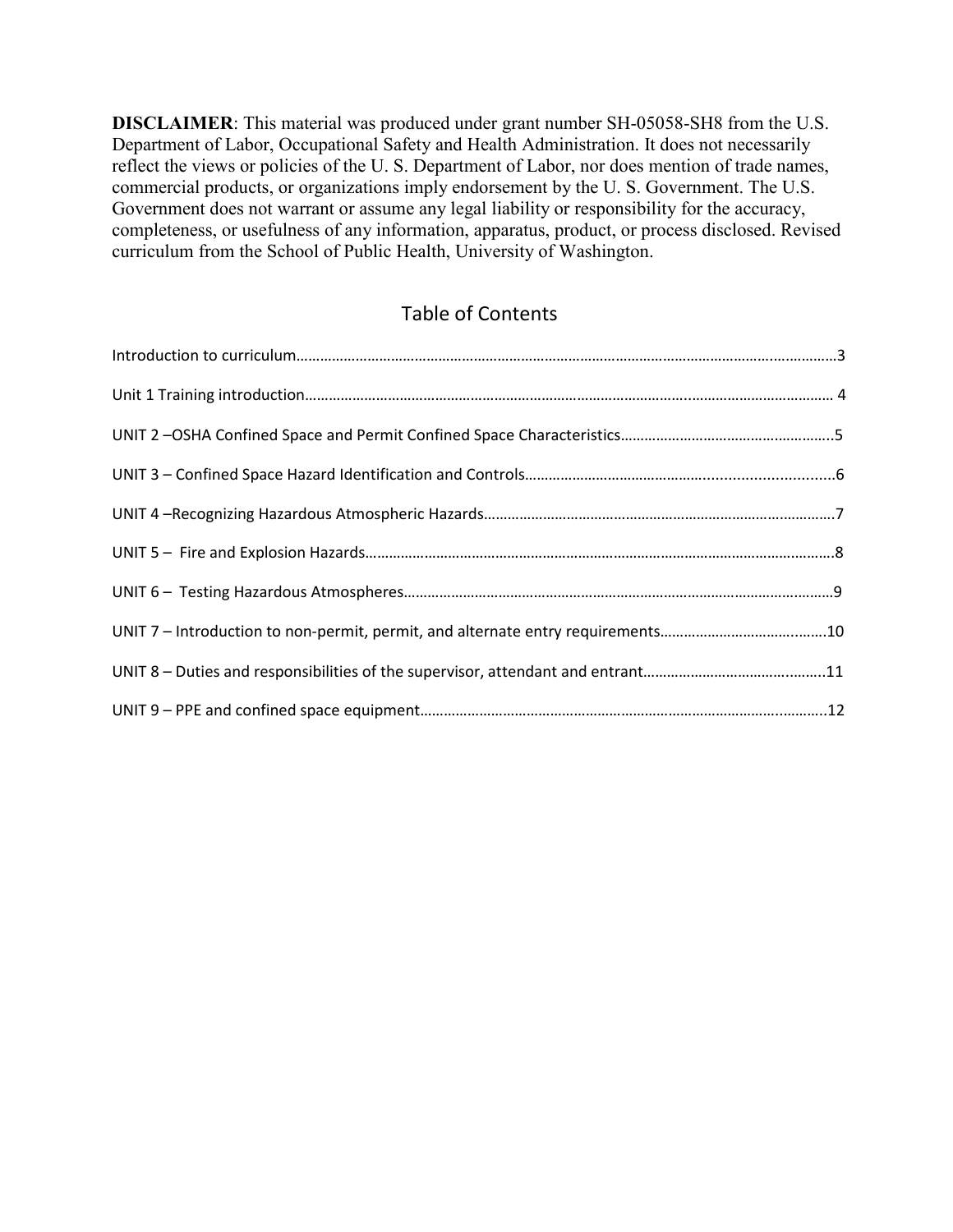**DISCLAIMER**: This material was produced under grant number SH-05058-SH8 from the U.S. Department of Labor, Occupational Safety and Health Administration. It does not necessarily reflect the views or policies of the U. S. Department of Labor, nor does mention of trade names, commercial products, or organizations imply endorsement by the U. S. Government. The U.S. Government does not warrant or assume any legal liability or responsibility for the accuracy, completeness, or usefulness of any information, apparatus, product, or process disclosed. Revised curriculum from the School of Public Health, University of Washington.

## Table of Contents

Introduction to curriculum……………………………………………………………………………………………………………3

Unit 1 Training introduction……………………………………………………………………………………………………… 4

UNIT 2 –OSHA Confined Space and Permit Confined Space Characteristics………………………………………………..5

UNIT 3 – Confined Space Hazard Identification and Controls…………………………………….............................6

UNIT 4 –Recognizing Hazardous Atmospheric Hazards…………………………………………………………………………….7

UNIT 5 – Fire and Explosion Hazards………………………………………………………………………………………………8

UNIT 6 – Testing Hazardous Atmospheres……………………………………………………………………………………9

UNIT 7 – Introduction to non-permit, permit, and alternate entry requirements……………………………….......10

UNIT 8 – Duties and responsibilities of the supervisor, attendant and entrant…………………………………..…….11

UNIT 9 – PPE and confined space equipment……………………………………………………………………….………..12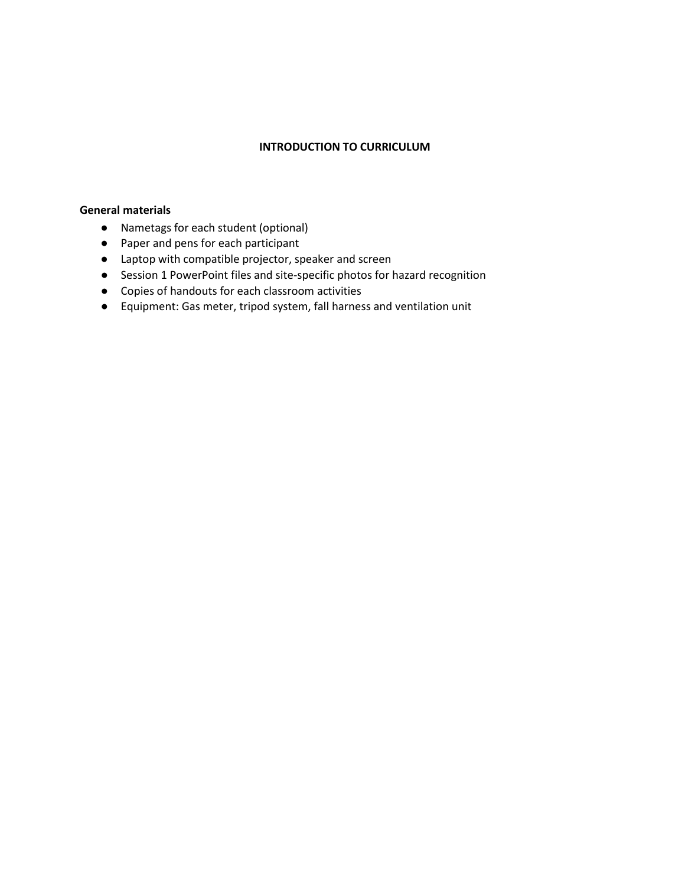# INTRODUCTION TO CURRICULUM

**General materials**

- Nametags for each student (optional)
- Paper and pens for each participant
- Laptop with compatible projector, speaker and screen
- Session 1 PowerPoint files and site-specific photos for hazard recognition
- Copies of handouts for each classroom activities
- Equipment: Gas meter, tripod system, fall harness and ventilation unit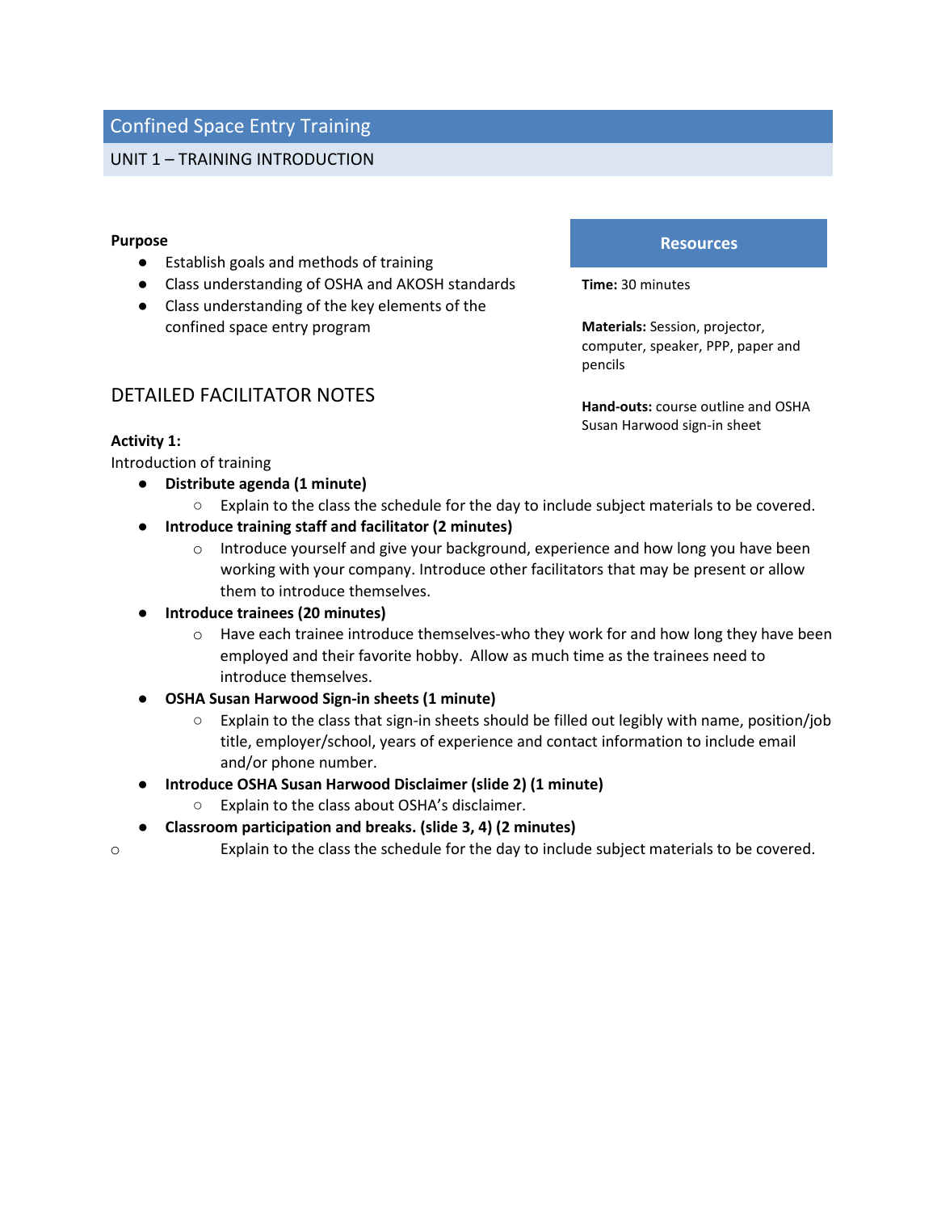# Confined Space Entry Training

## UNIT 1 – TRAINING INTRODUCTION

**Purpose**

- Establish goals and methods of training
- Class understanding of OSHA and AKOSH standards
- Class understanding of the key elements of the confined space entry program

**Resources**

**Time:** 30 minutes

**Materials:** Session, projector, computer, speaker, PPP, paper and pencils

**Hand-outs:** course outline and OSHA Susan Harwood sign-in sheet

### DETAILED FACILITATOR NOTES

**Activity 1:**

Introduction of training

- **Distribute agenda (1 minute)**
  - Explain to the class the schedule for the day to include subject materials to be covered.
- **Introduce training staff and facilitator (2 minutes)**
  - Introduce yourself and give your background, experience and how long you have been working with your company. Introduce other facilitators that may be present or allow them to introduce themselves.
- **Introduce trainees (20 minutes)**
  - Have each trainee introduce themselves-who they work for and how long they have been employed and their favorite hobby. Allow as much time as the trainees need to introduce themselves.
- **OSHA Susan Harwood Sign-in sheets (1 minute)**
  - Explain to the class that sign-in sheets should be filled out legibly with name, position/job title, employer/school, years of experience and contact information to include email and/or phone number.
- **Introduce OSHA Susan Harwood Disclaimer (slide 2) (1 minute)**
  - Explain to the class about OSHA's disclaimer.
- **Classroom participation and breaks. (slide 3, 4) (2 minutes)**
  - Explain to the class the schedule for the day to include subject materials to be covered.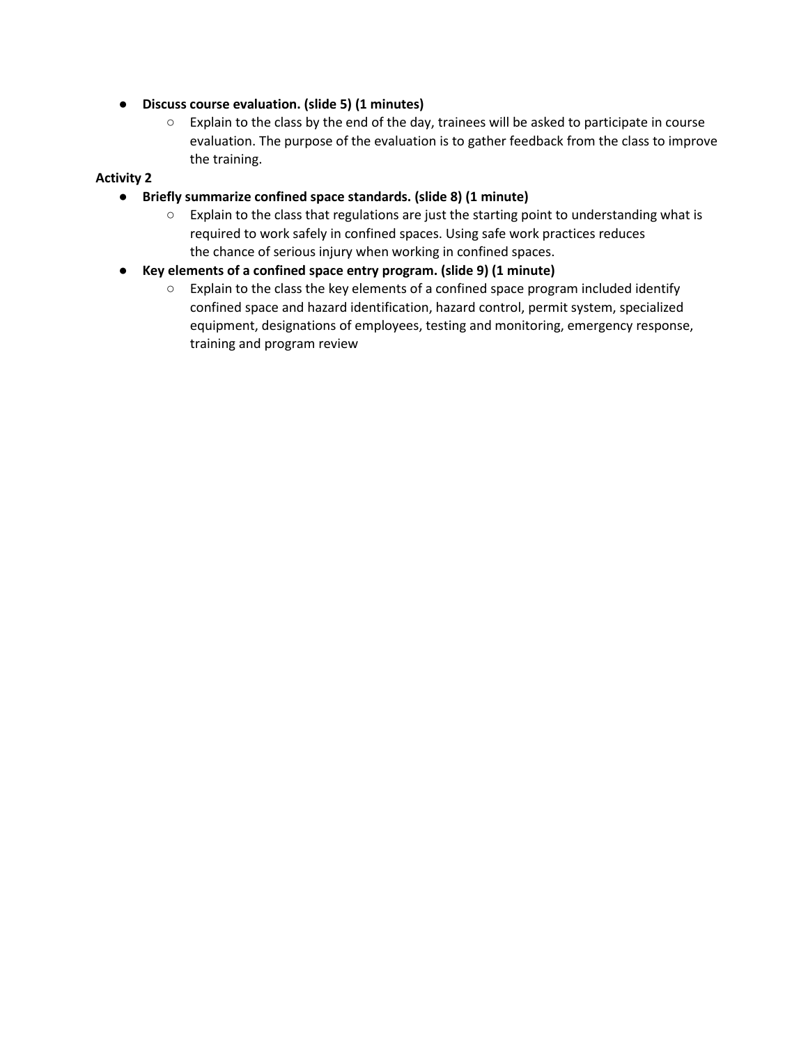- **Discuss course evaluation. (slide 5) (1 minutes)**
  - Explain to the class by the end of the day, trainees will be asked to participate in course evaluation. The purpose of the evaluation is to gather feedback from the class to improve the training.

**Activity 2**

- **Briefly summarize confined space standards. (slide 8) (1 minute)**
  - Explain to the class that regulations are just the starting point to understanding what is required to work safely in confined spaces. Using safe work practices reduces the chance of serious injury when working in confined spaces.
- **Key elements of a confined space entry program. (slide 9) (1 minute)**
  - Explain to the class the key elements of a confined space program included identify confined space and hazard identification, hazard control, permit system, specialized equipment, designations of employees, testing and monitoring, emergency response, training and program review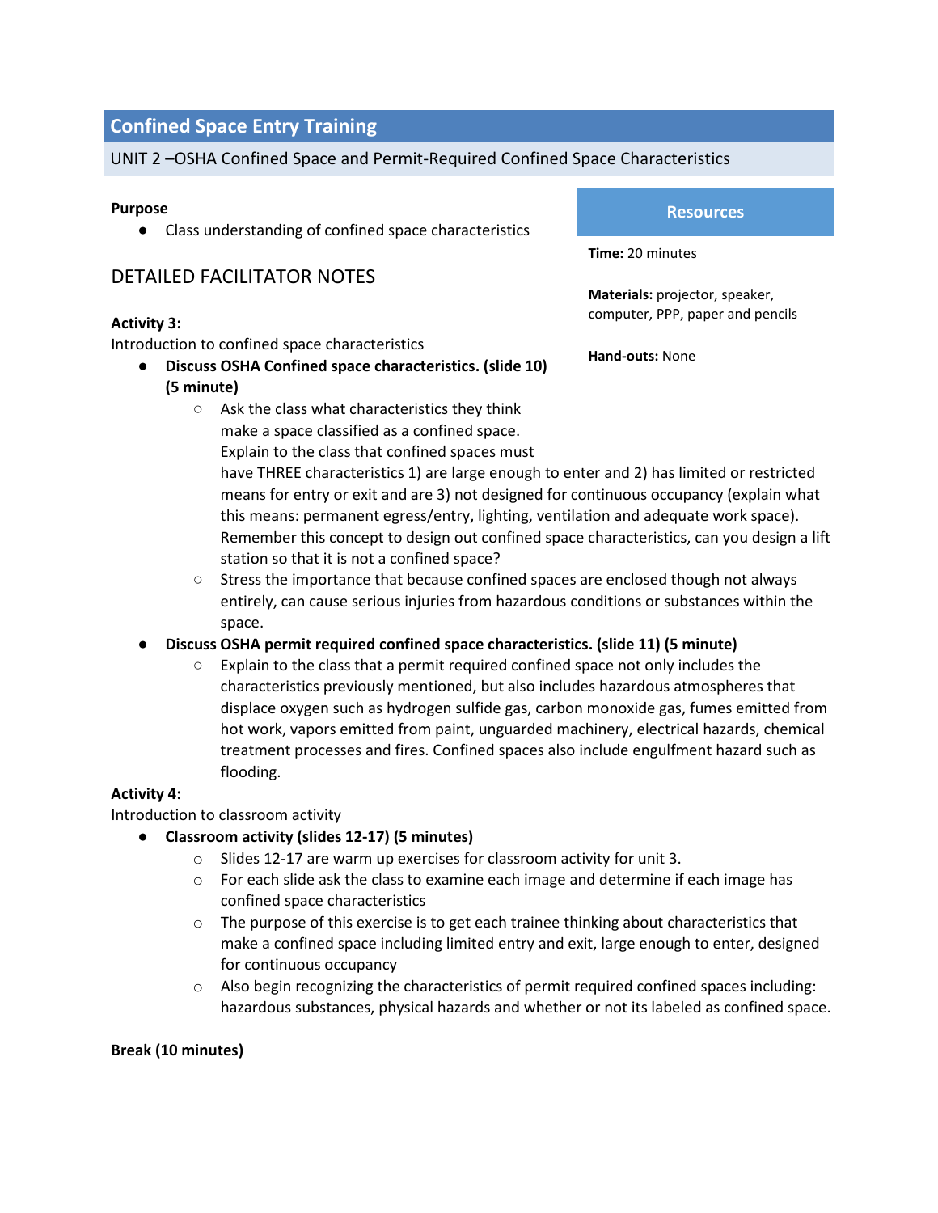## Confined Space Entry Training

UNIT 2 –OSHA Confined Space and Permit-Required Confined Space Characteristics

**Purpose**

- Class understanding of confined space characteristics

**Resources**

**Time:** 20 minutes

**Materials:** projector, speaker, computer, PPP, paper and pencils

**Hand-outs:** None

### DETAILED FACILITATOR NOTES

**Activity 3:**

Introduction to confined space characteristics

- **Discuss OSHA Confined space characteristics. (slide 10) (5 minute)**
  - Ask the class what characteristics they think make a space classified as a confined space. Explain to the class that confined spaces must have THREE characteristics 1) are large enough to enter and 2) has limited or restricted means for entry or exit and are 3) not designed for continuous occupancy (explain what this means: permanent egress/entry, lighting, ventilation and adequate work space). Remember this concept to design out confined space characteristics, can you design a lift station so that it is not a confined space?
  - Stress the importance that because confined spaces are enclosed though not always entirely, can cause serious injuries from hazardous conditions or substances within the space.
- **Discuss OSHA permit required confined space characteristics. (slide 11) (5 minute)**
  - Explain to the class that a permit required confined space not only includes the characteristics previously mentioned, but also includes hazardous atmospheres that displace oxygen such as hydrogen sulfide gas, carbon monoxide gas, fumes emitted from hot work, vapors emitted from paint, unguarded machinery, electrical hazards, chemical treatment processes and fires. Confined spaces also include engulfment hazard such as flooding.

**Activity 4:**

Introduction to classroom activity

- **Classroom activity (slides 12-17) (5 minutes)**
  - Slides 12-17 are warm up exercises for classroom activity for unit 3.
  - For each slide ask the class to examine each image and determine if each image has confined space characteristics
  - The purpose of this exercise is to get each trainee thinking about characteristics that make a confined space including limited entry and exit, large enough to enter, designed for continuous occupancy
  - Also begin recognizing the characteristics of permit required confined spaces including: hazardous substances, physical hazards and whether or not its labeled as confined space.

**Break (10 minutes)**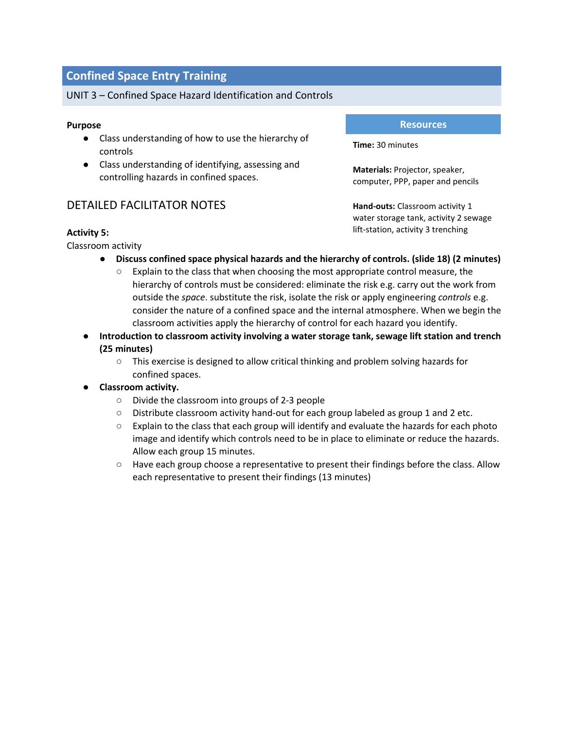## Confined Space Entry Training

UNIT 3 – Confined Space Hazard Identification and Controls

**Purpose**

- Class understanding of how to use the hierarchy of controls
- Class understanding of identifying, assessing and controlling hazards in confined spaces.

**Resources**

**Time:** 30 minutes

**Materials:** Projector, speaker, computer, PPP, paper and pencils

**Hand-outs:** Classroom activity 1 water storage tank, activity 2 sewage lift-station, activity 3 trenching

### DETAILED FACILITATOR NOTES

**Activity 5:**

Classroom activity

- **Discuss confined space physical hazards and the hierarchy of controls. (slide 18) (2 minutes)**
  - Explain to the class that when choosing the most appropriate control measure, the hierarchy of controls must be considered: eliminate the risk e.g. carry out the work from outside the *space*. substitute the risk, isolate the risk or apply engineering *controls* e.g. consider the nature of a confined space and the internal atmosphere. When we begin the classroom activities apply the hierarchy of control for each hazard you identify.
- **Introduction to classroom activity involving a water storage tank, sewage lift station and trench (25 minutes)**
  - This exercise is designed to allow critical thinking and problem solving hazards for confined spaces.
- **Classroom activity.**
  - Divide the classroom into groups of 2-3 people
  - Distribute classroom activity hand-out for each group labeled as group 1 and 2 etc.
  - Explain to the class that each group will identify and evaluate the hazards for each photo image and identify which controls need to be in place to eliminate or reduce the hazards. Allow each group 15 minutes.
  - Have each group choose a representative to present their findings before the class. Allow each representative to present their findings (13 minutes)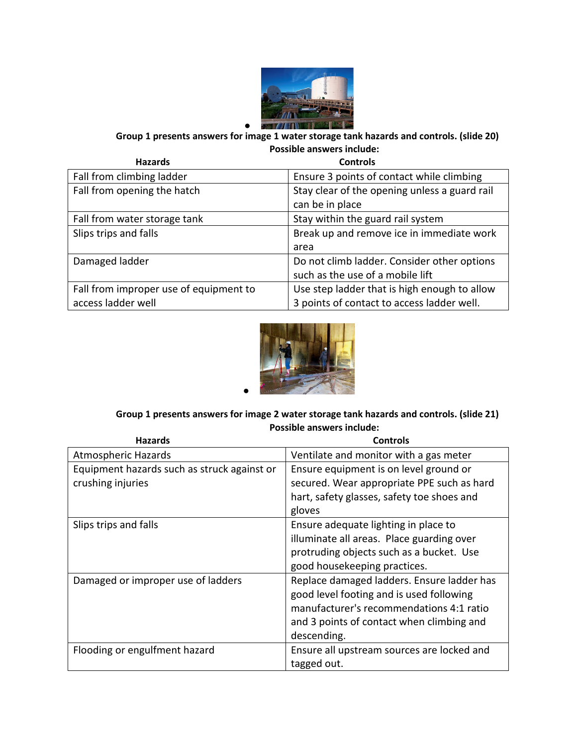**Group 1 presents answers for image 1 water storage tank hazards and controls. (slide 20)**

**Possible answers include:**

| Hazards | Controls |
|---|---|
| Fall from climbing ladder | Ensure 3 points of contact while climbing |
| Fall from opening the hatch | Stay clear of the opening unless a guard rail can be in place |
| Fall from water storage tank | Stay within the guard rail system |
| Slips trips and falls | Break up and remove ice in immediate work area |
| Damaged ladder | Do not climb ladder. Consider other options such as the use of a mobile lift |
| Fall from improper use of equipment to access ladder well | Use step ladder that is high enough to allow 3 points of contact to access ladder well. |

**Group 1 presents answers for image 2 water storage tank hazards and controls. (slide 21)**

**Possible answers include:**

| Hazards | Controls |
|---|---|
| Atmospheric Hazards | Ventilate and monitor with a gas meter |
| Equipment hazards such as struck against or crushing injuries | Ensure equipment is on level ground or secured. Wear appropriate PPE such as hard hart, safety glasses, safety toe shoes and gloves |
| Slips trips and falls | Ensure adequate lighting in place to illuminate all areas. Place guarding over protruding objects such as a bucket. Use good housekeeping practices. |
| Damaged or improper use of ladders | Replace damaged ladders. Ensure ladder has good level footing and is used following manufacturer's recommendations 4:1 ratio and 3 points of contact when climbing and descending. |
| Flooding or engulfment hazard | Ensure all upstream sources are locked and tagged out. |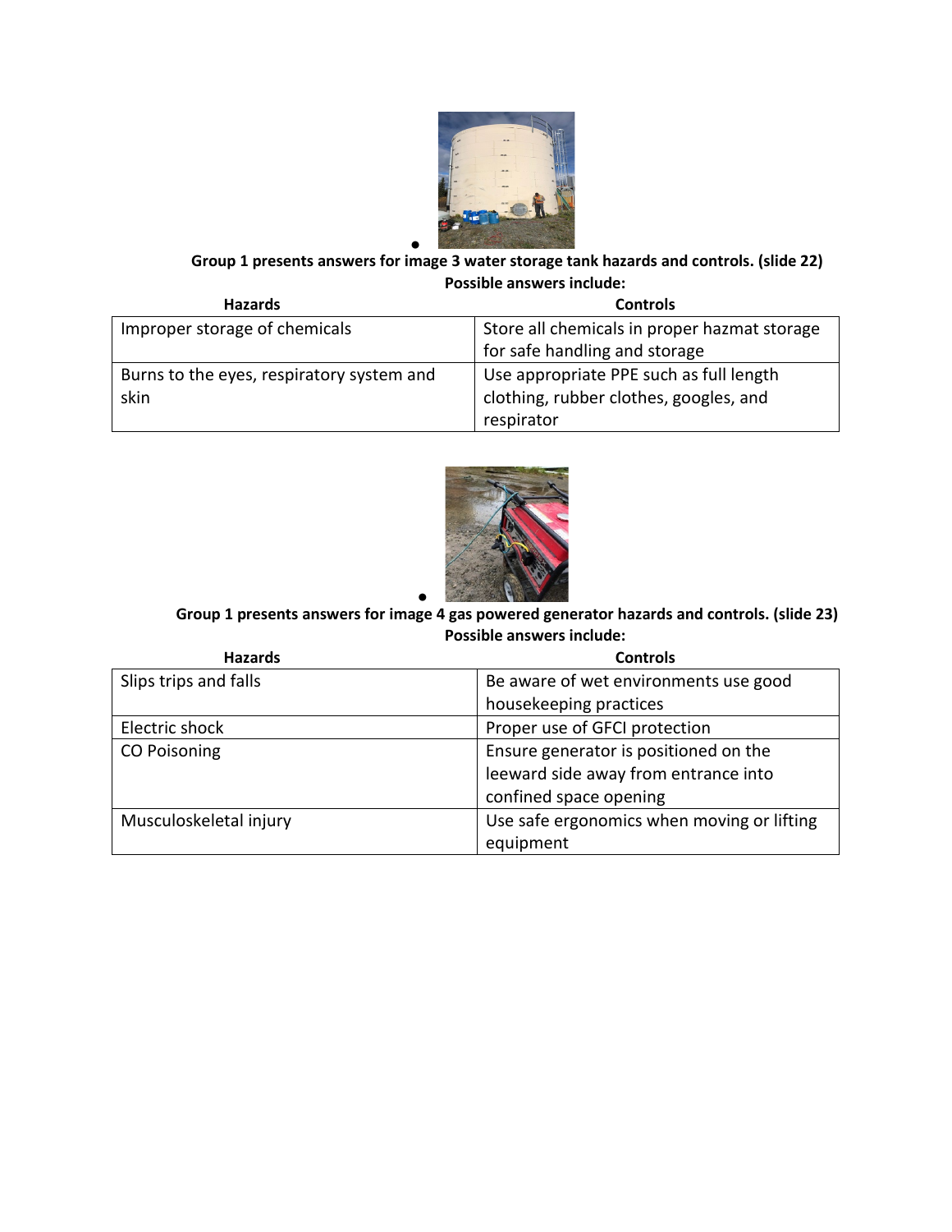- **Group 1 presents answers for image 3 water storage tank hazards and controls. (slide 22)**

**Possible answers include:**

| Hazards | Controls |
|---|---|
| Improper storage of chemicals | Store all chemicals in proper hazmat storage for safe handling and storage |
| Burns to the eyes, respiratory system and skin | Use appropriate PPE such as full length clothing, rubber clothes, googles, and respirator |

- **Group 1 presents answers for image 4 gas powered generator hazards and controls. (slide 23)**

**Possible answers include:**

| Hazards | Controls |
|---|---|
| Slips trips and falls | Be aware of wet environments use good housekeeping practices |
| Electric shock | Proper use of GFCI protection |
| CO Poisoning | Ensure generator is positioned on the leeward side away from entrance into confined space opening |
| Musculoskeletal injury | Use safe ergonomics when moving or lifting equipment |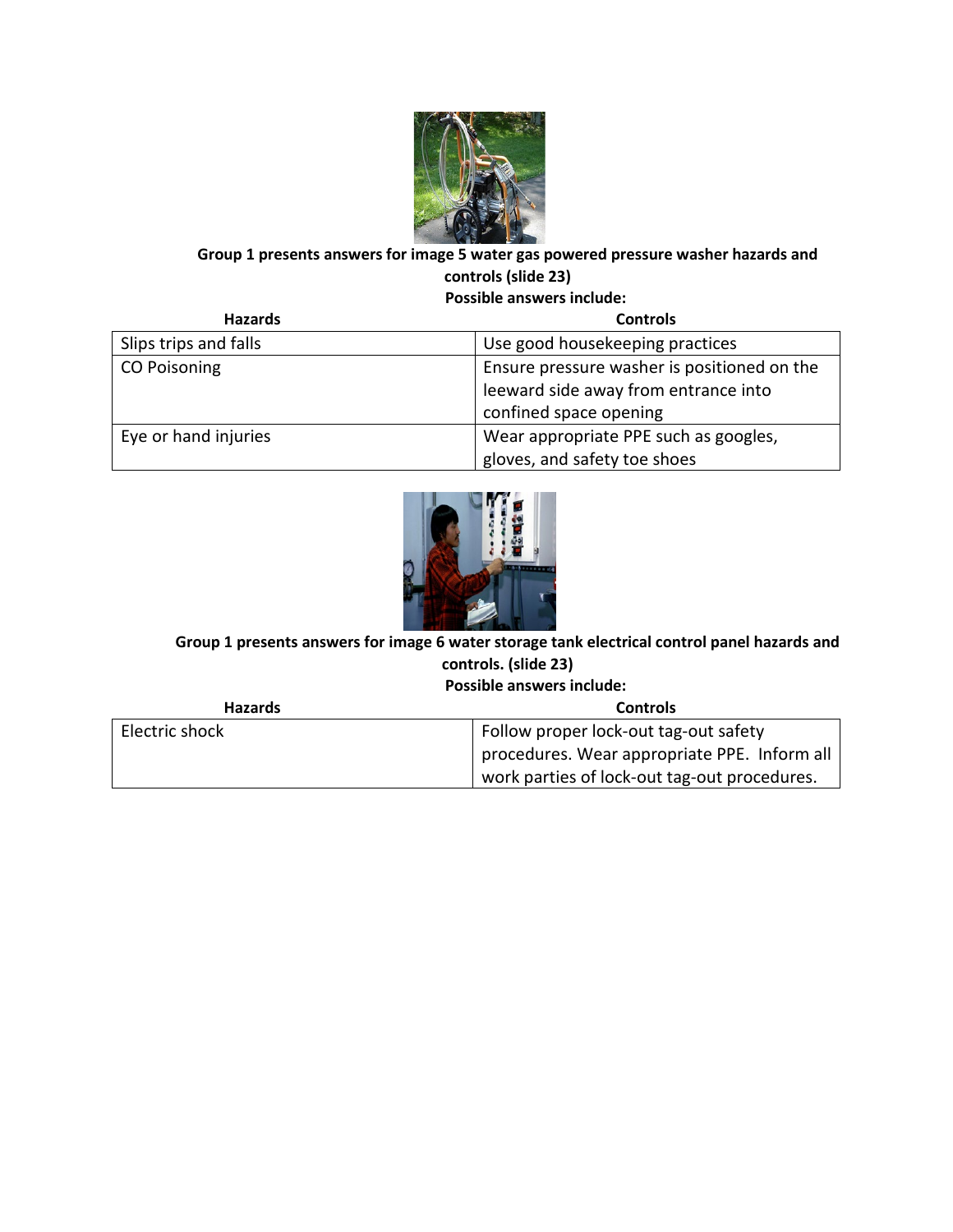**Group 1 presents answers for image 5 water gas powered pressure washer hazards and controls (slide 23)**

**Possible answers include:**

| Hazards | Controls |
|---|---|
| Slips trips and falls | Use good housekeeping practices |
| CO Poisoning | Ensure pressure washer is positioned on the leeward side away from entrance into confined space opening |
| Eye or hand injuries | Wear appropriate PPE such as googles, gloves, and safety toe shoes |

**Group 1 presents answers for image 6 water storage tank electrical control panel hazards and controls. (slide 23)**

**Possible answers include:**

| Hazards | Controls |
|---|---|
| Electric shock | Follow proper lock-out tag-out safety procedures. Wear appropriate PPE. Inform all work parties of lock-out tag-out procedures. |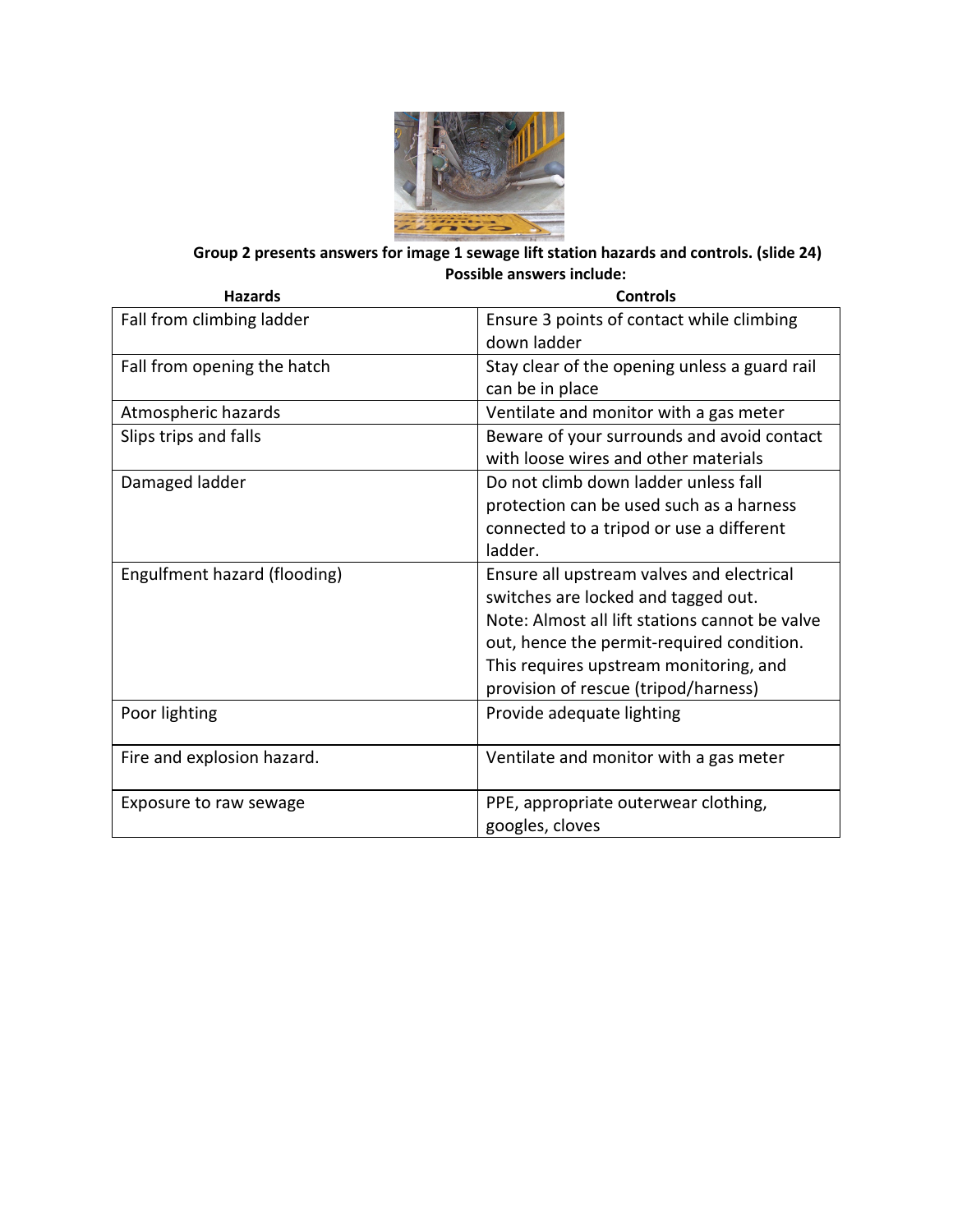**Group 2 presents answers for image 1 sewage lift station hazards and controls. (slide 24)**
**Possible answers include:**

| Hazards | Controls |
|---|---|
| Fall from climbing ladder | Ensure 3 points of contact while climbing down ladder |
| Fall from opening the hatch | Stay clear of the opening unless a guard rail can be in place |
| Atmospheric hazards | Ventilate and monitor with a gas meter |
| Slips trips and falls | Beware of your surrounds and avoid contact with loose wires and other materials |
| Damaged ladder | Do not climb down ladder unless fall protection can be used such as a harness connected to a tripod or use a different ladder. |
| Engulfment hazard (flooding) | Ensure all upstream valves and electrical switches are locked and tagged out. Note: Almost all lift stations cannot be valve out, hence the permit-required condition. This requires upstream monitoring, and provision of rescue (tripod/harness) |
| Poor lighting | Provide adequate lighting |
| Fire and explosion hazard. | Ventilate and monitor with a gas meter |
| Exposure to raw sewage | PPE, appropriate outerwear clothing, googles, cloves |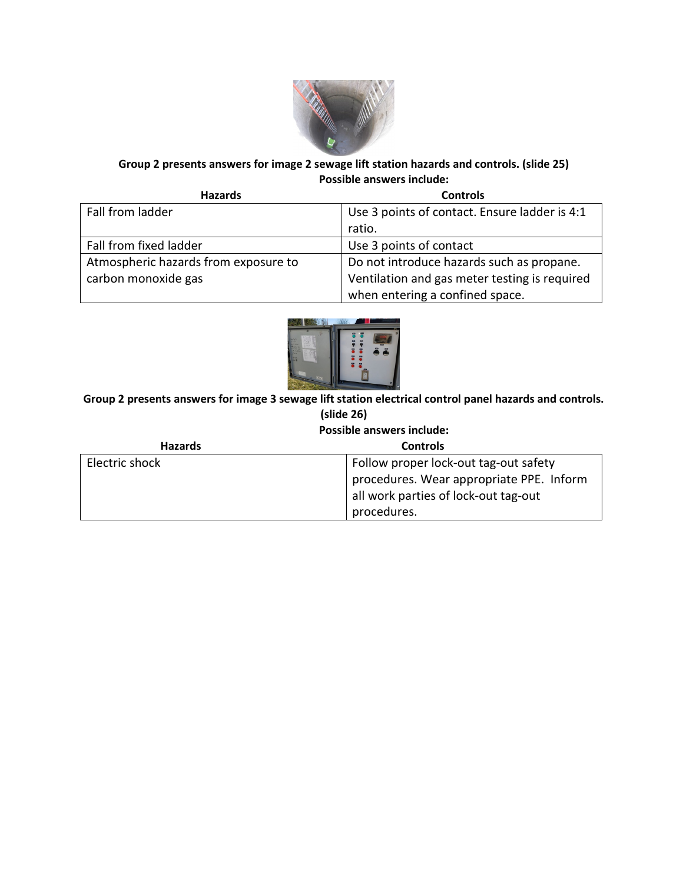**Group 2 presents answers for image 2 sewage lift station hazards and controls. (slide 25)**

**Possible answers include:**

| Hazards | Controls |
|---|---|
| Fall from ladder | Use 3 points of contact. Ensure ladder is 4:1 ratio. |
| Fall from fixed ladder | Use 3 points of contact |
| Atmospheric hazards from exposure to carbon monoxide gas | Do not introduce hazards such as propane. Ventilation and gas meter testing is required when entering a confined space. |

**Group 2 presents answers for image 3 sewage lift station electrical control panel hazards and controls. (slide 26)**

**Possible answers include:**

| Hazards | Controls |
|---|---|
| Electric shock | Follow proper lock-out tag-out safety procedures. Wear appropriate PPE. Inform all work parties of lock-out tag-out procedures. |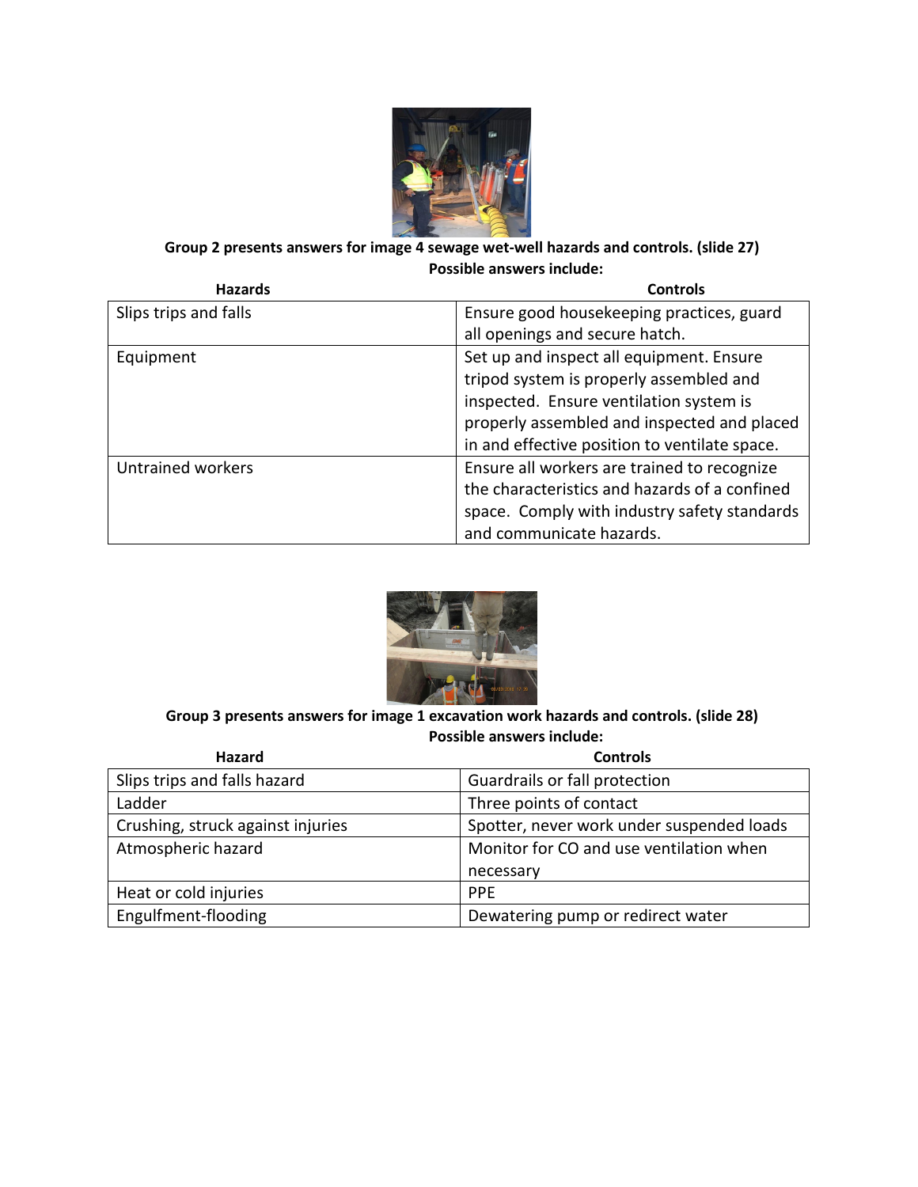**Group 2 presents answers for image 4 sewage wet-well hazards and controls. (slide 27)**
**Possible answers include:**

| Hazards | Controls |
|---|---|
| Slips trips and falls | Ensure good housekeeping practices, guard all openings and secure hatch. |
| Equipment | Set up and inspect all equipment. Ensure tripod system is properly assembled and inspected. Ensure ventilation system is properly assembled and inspected and placed in and effective position to ventilate space. |
| Untrained workers | Ensure all workers are trained to recognize the characteristics and hazards of a confined space. Comply with industry safety standards and communicate hazards. |

**Group 3 presents answers for image 1 excavation work hazards and controls. (slide 28)**
**Possible answers include:**

| Hazard | Controls |
|---|---|
| Slips trips and falls hazard | Guardrails or fall protection |
| Ladder | Three points of contact |
| Crushing, struck against injuries | Spotter, never work under suspended loads |
| Atmospheric hazard | Monitor for CO and use ventilation when necessary |
| Heat or cold injuries | PPE |
| Engulfment-flooding | Dewatering pump or redirect water |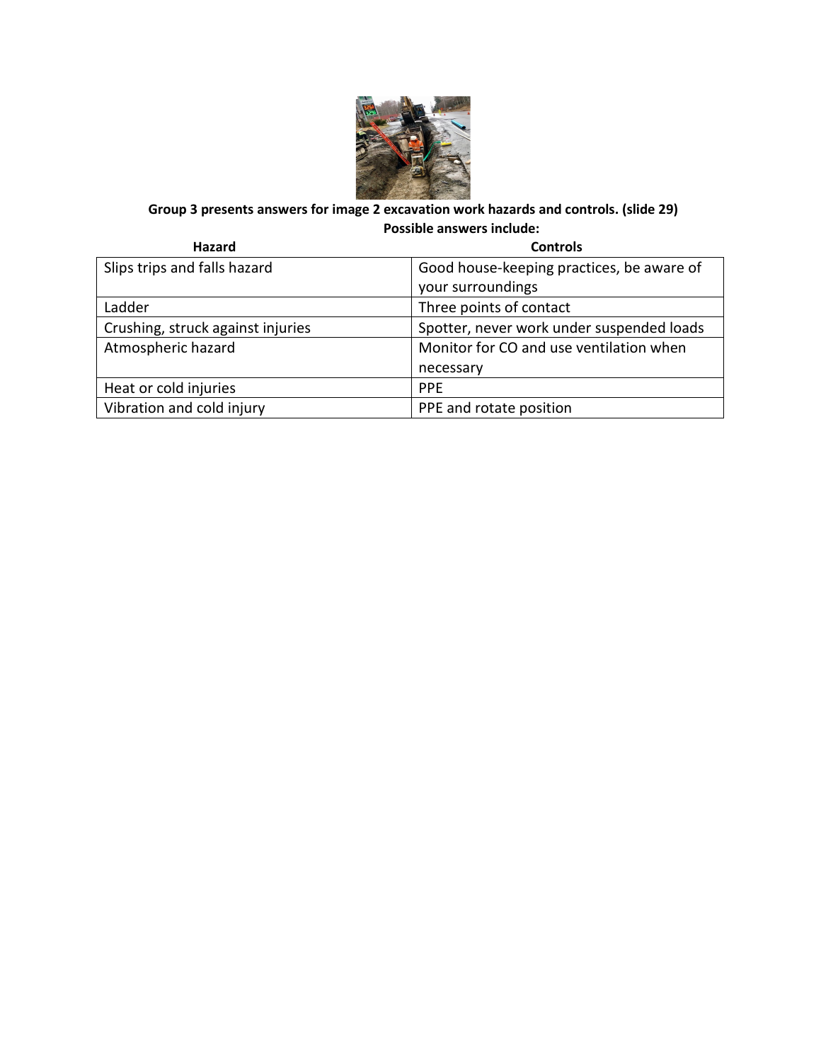**Group 3 presents answers for image 2 excavation work hazards and controls. (slide 29)**

**Possible answers include:**

| Hazard | Controls |
|---|---|
| Slips trips and falls hazard | Good house-keeping practices, be aware of your surroundings |
| Ladder | Three points of contact |
| Crushing, struck against injuries | Spotter, never work under suspended loads |
| Atmospheric hazard | Monitor for CO and use ventilation when necessary |
| Heat or cold injuries | PPE |
| Vibration and cold injury | PPE and rotate position |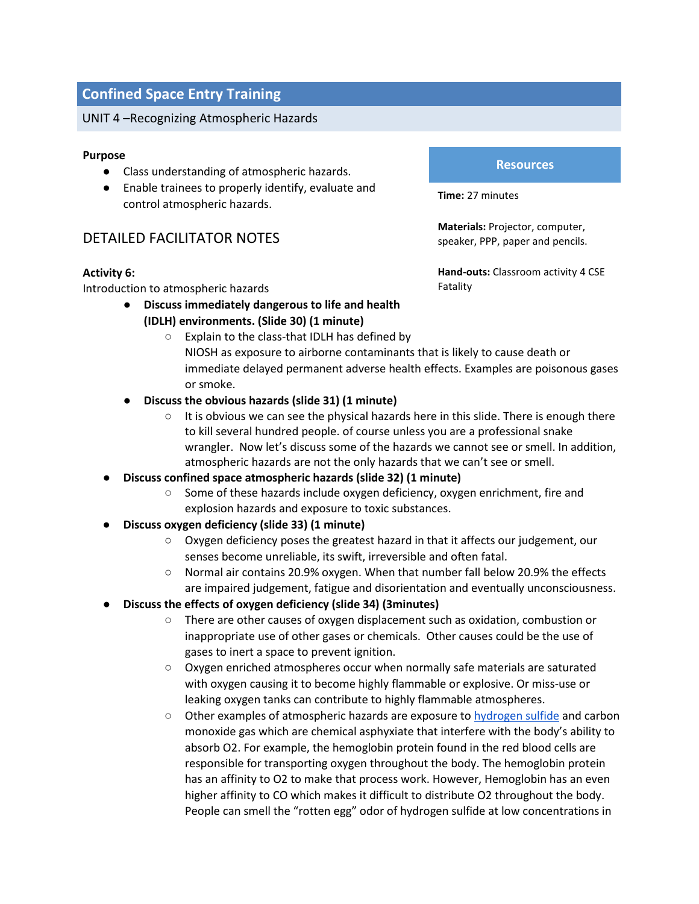## Confined Space Entry Training

UNIT 4 –Recognizing Atmospheric Hazards

**Purpose**

- Class understanding of atmospheric hazards.
- Enable trainees to properly identify, evaluate and control atmospheric hazards.

### Resources

**Time:** 27 minutes

**Materials:** Projector, computer, speaker, PPP, paper and pencils.

**Hand-outs:** Classroom activity 4 CSE Fatality

### DETAILED FACILITATOR NOTES

**Activity 6:**

Introduction to atmospheric hazards

- **Discuss immediately dangerous to life and health (IDLH) environments. (Slide 30) (1 minute)**
    - Explain to the class-that IDLH has defined by NIOSH as exposure to airborne contaminants that is likely to cause death or immediate delayed permanent adverse health effects. Examples are poisonous gases or smoke.
- **Discuss the obvious hazards (slide 31) (1 minute)**
    - It is obvious we can see the physical hazards here in this slide. There is enough there to kill several hundred people. of course unless you are a professional snake wrangler. Now let's discuss some of the hazards we cannot see or smell. In addition, atmospheric hazards are not the only hazards that we can't see or smell.
- **Discuss confined space atmospheric hazards (slide 32) (1 minute)**
    - Some of these hazards include oxygen deficiency, oxygen enrichment, fire and explosion hazards and exposure to toxic substances.
- **Discuss oxygen deficiency (slide 33) (1 minute)**
    - Oxygen deficiency poses the greatest hazard in that it affects our judgement, our senses become unreliable, its swift, irreversible and often fatal.
    - Normal air contains 20.9% oxygen. When that number fall below 20.9% the effects are impaired judgement, fatigue and disorientation and eventually unconsciousness.
- **Discuss the effects of oxygen deficiency (slide 34) (3minutes)**
    - There are other causes of oxygen displacement such as oxidation, combustion or inappropriate use of other gases or chemicals. Other causes could be the use of gases to inert a space to prevent ignition.
    - Oxygen enriched atmospheres occur when normally safe materials are saturated with oxygen causing it to become highly flammable or explosive. Or miss-use or leaking oxygen tanks can contribute to highly flammable atmospheres.
    - Other examples of atmospheric hazards are exposure to hydrogen sulfide and carbon monoxide gas which are chemical asphyxiate that interfere with the body's ability to absorb O2. For example, the hemoglobin protein found in the red blood cells are responsible for transporting oxygen throughout the body. The hemoglobin protein has an affinity to O2 to make that process work. However, Hemoglobin has an even higher affinity to CO which makes it difficult to distribute O2 throughout the body. People can smell the "rotten egg" odor of hydrogen sulfide at low concentrations in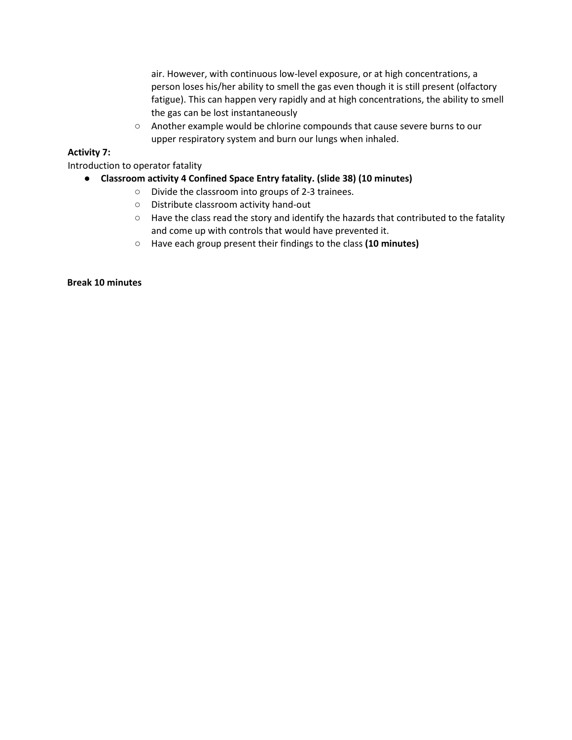air. However, with continuous low-level exposure, or at high concentrations, a person loses his/her ability to smell the gas even though it is still present (olfactory fatigue). This can happen very rapidly and at high concentrations, the ability to smell the gas can be lost instantaneously
  - Another example would be chlorine compounds that cause severe burns to our upper respiratory system and burn our lungs when inhaled.

**Activity 7:**

Introduction to operator fatality

- **Classroom activity 4 Confined Space Entry fatality. (slide 38) (10 minutes)**
  - Divide the classroom into groups of 2-3 trainees.
  - Distribute classroom activity hand-out
  - Have the class read the story and identify the hazards that contributed to the fatality and come up with controls that would have prevented it.
  - Have each group present their findings to the class **(10 minutes)**

**Break 10 minutes**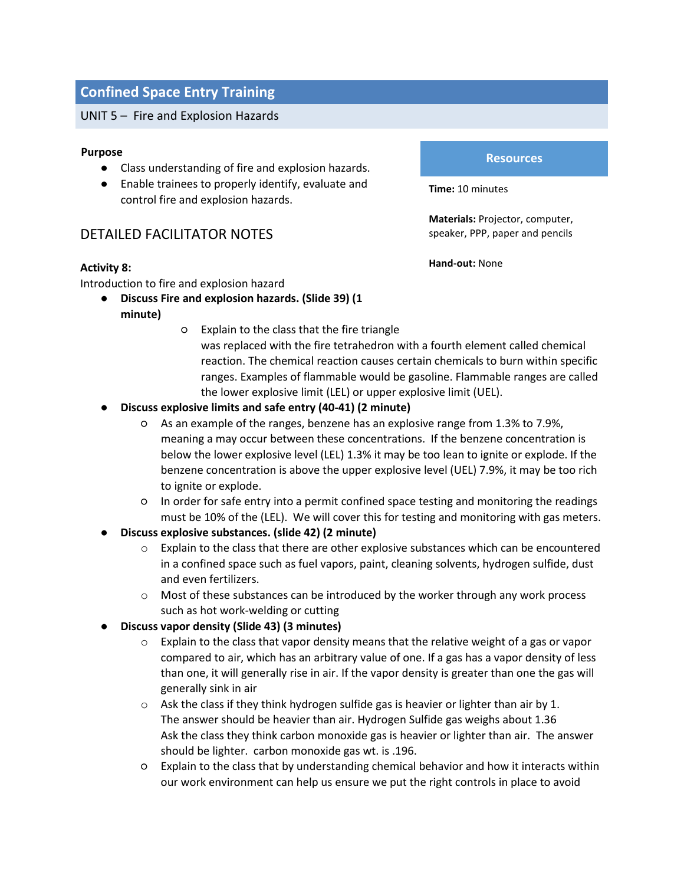## Confined Space Entry Training

UNIT 5 – Fire and Explosion Hazards

**Purpose**

- Class understanding of fire and explosion hazards.
- Enable trainees to properly identify, evaluate and control fire and explosion hazards.

**Resources**

**Time:** 10 minutes

**Materials:** Projector, computer, speaker, PPP, paper and pencils

**Hand-out:** None

### DETAILED FACILITATOR NOTES

**Activity 8:**

Introduction to fire and explosion hazard

- **Discuss Fire and explosion hazards. (Slide 39) (1 minute)**
  - Explain to the class that the fire triangle was replaced with the fire tetrahedron with a fourth element called chemical reaction. The chemical reaction causes certain chemicals to burn within specific ranges. Examples of flammable would be gasoline. Flammable ranges are called the lower explosive limit (LEL) or upper explosive limit (UEL).
- **Discuss explosive limits and safe entry (40-41) (2 minute)**
  - As an example of the ranges, benzene has an explosive range from 1.3% to 7.9%, meaning a may occur between these concentrations. If the benzene concentration is below the lower explosive level (LEL) 1.3% it may be too lean to ignite or explode. If the benzene concentration is above the upper explosive level (UEL) 7.9%, it may be too rich to ignite or explode.
  - In order for safe entry into a permit confined space testing and monitoring the readings must be 10% of the (LEL). We will cover this for testing and monitoring with gas meters.
- **Discuss explosive substances. (slide 42) (2 minute)**
  - Explain to the class that there are other explosive substances which can be encountered in a confined space such as fuel vapors, paint, cleaning solvents, hydrogen sulfide, dust and even fertilizers.
  - Most of these substances can be introduced by the worker through any work process such as hot work-welding or cutting
- **Discuss vapor density (Slide 43) (3 minutes)**
  - Explain to the class that vapor density means that the relative weight of a gas or vapor compared to air, which has an arbitrary value of one. If a gas has a vapor density of less than one, it will generally rise in air. If the vapor density is greater than one the gas will generally sink in air
  - Ask the class if they think hydrogen sulfide gas is heavier or lighter than air by 1. The answer should be heavier than air. Hydrogen Sulfide gas weighs about 1.36 Ask the class they think carbon monoxide gas is heavier or lighter than air. The answer should be lighter. carbon monoxide gas wt. is .196.
  - Explain to the class that by understanding chemical behavior and how it interacts within our work environment can help us ensure we put the right controls in place to avoid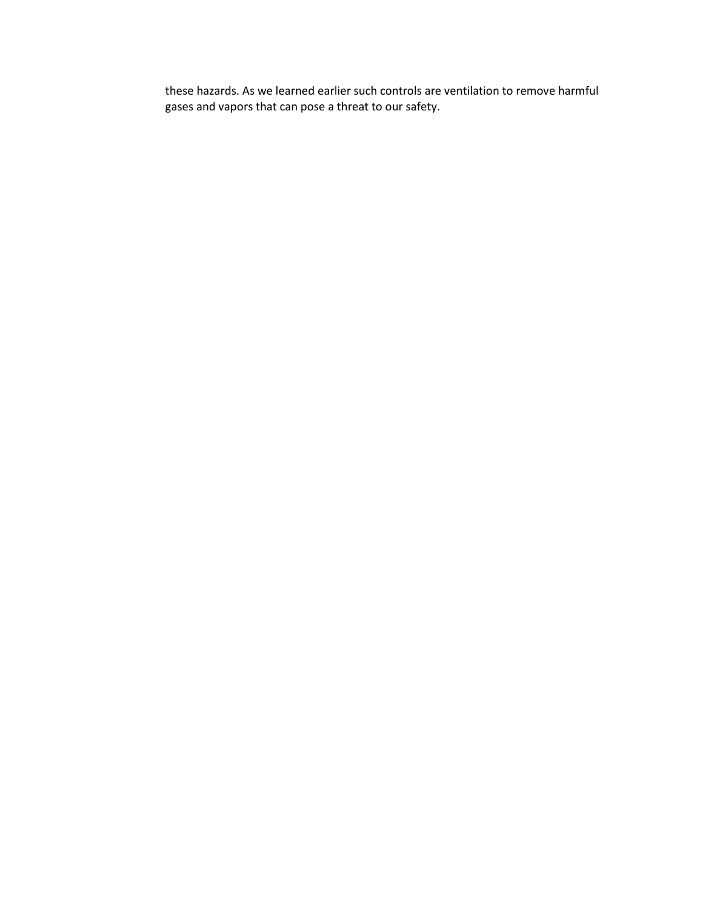these hazards. As we learned earlier such controls are ventilation to remove harmful gases and vapors that can pose a threat to our safety.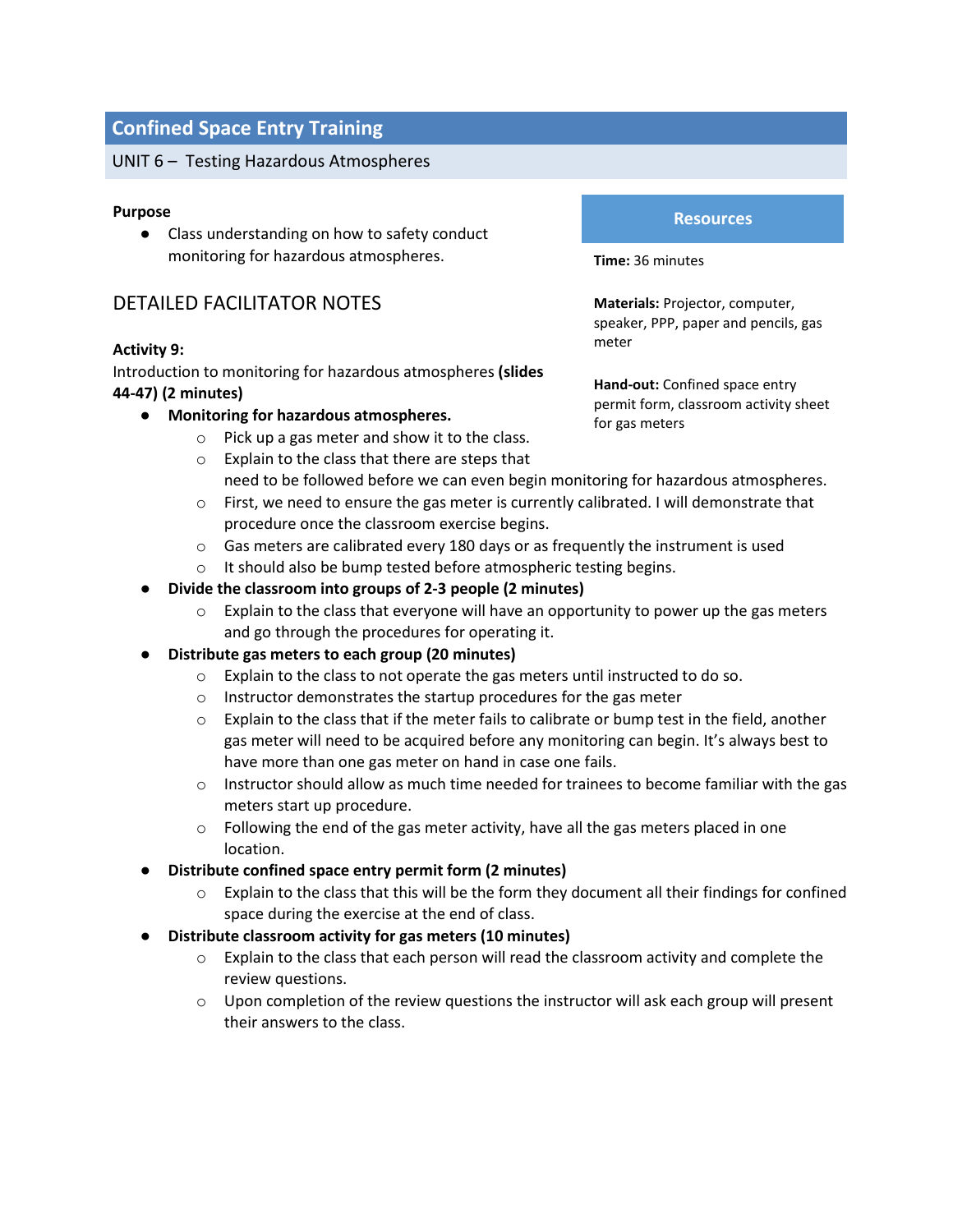# Confined Space Entry Training

## UNIT 6 – Testing Hazardous Atmospheres

**Purpose**

- Class understanding on how to safety conduct monitoring for hazardous atmospheres.

### Resources

**Time:** 36 minutes

**Materials:** Projector, computer, speaker, PPP, paper and pencils, gas meter

**Hand-out:** Confined space entry permit form, classroom activity sheet for gas meters

## DETAILED FACILITATOR NOTES

**Activity 9:**

Introduction to monitoring for hazardous atmospheres **(slides 44-47) (2 minutes)**

- **Monitoring for hazardous atmospheres.**
  - Pick up a gas meter and show it to the class.
  - Explain to the class that there are steps that need to be followed before we can even begin monitoring for hazardous atmospheres.
  - First, we need to ensure the gas meter is currently calibrated. I will demonstrate that procedure once the classroom exercise begins.
  - Gas meters are calibrated every 180 days or as frequently the instrument is used
  - It should also be bump tested before atmospheric testing begins.
- **Divide the classroom into groups of 2-3 people (2 minutes)**
  - Explain to the class that everyone will have an opportunity to power up the gas meters and go through the procedures for operating it.
- **Distribute gas meters to each group (20 minutes)**
  - Explain to the class to not operate the gas meters until instructed to do so.
  - Instructor demonstrates the startup procedures for the gas meter
  - Explain to the class that if the meter fails to calibrate or bump test in the field, another gas meter will need to be acquired before any monitoring can begin. It's always best to have more than one gas meter on hand in case one fails.
  - Instructor should allow as much time needed for trainees to become familiar with the gas meters start up procedure.
  - Following the end of the gas meter activity, have all the gas meters placed in one location.
- **Distribute confined space entry permit form (2 minutes)**
  - Explain to the class that this will be the form they document all their findings for confined space during the exercise at the end of class.
- **Distribute classroom activity for gas meters (10 minutes)**
  - Explain to the class that each person will read the classroom activity and complete the review questions.
  - Upon completion of the review questions the instructor will ask each group will present their answers to the class.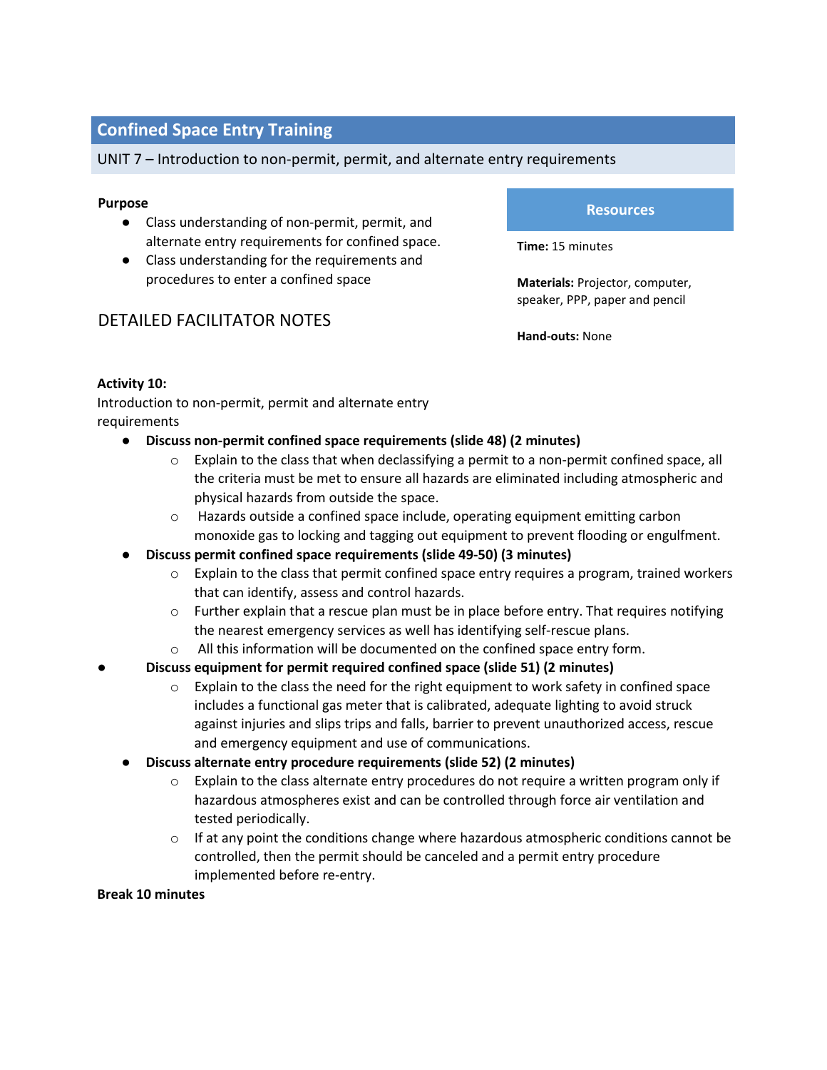## Confined Space Entry Training

UNIT 7 – Introduction to non-permit, permit, and alternate entry requirements

**Purpose**

- Class understanding of non-permit, permit, and alternate entry requirements for confined space.
- Class understanding for the requirements and procedures to enter a confined space

**Resources**

**Time:** 15 minutes

**Materials:** Projector, computer, speaker, PPP, paper and pencil

**Hand-outs:** None

### DETAILED FACILITATOR NOTES

**Activity 10:**
Introduction to non-permit, permit and alternate entry requirements

- **Discuss non-permit confined space requirements (slide 48) (2 minutes)**
  - Explain to the class that when declassifying a permit to a non-permit confined space, all the criteria must be met to ensure all hazards are eliminated including atmospheric and physical hazards from outside the space.
  - Hazards outside a confined space include, operating equipment emitting carbon monoxide gas to locking and tagging out equipment to prevent flooding or engulfment.
- **Discuss permit confined space requirements (slide 49-50) (3 minutes)**
  - Explain to the class that permit confined space entry requires a program, trained workers that can identify, assess and control hazards.
  - Further explain that a rescue plan must be in place before entry. That requires notifying the nearest emergency services as well has identifying self-rescue plans.
  - All this information will be documented on the confined space entry form.
- **Discuss equipment for permit required confined space (slide 51) (2 minutes)**
  - Explain to the class the need for the right equipment to work safety in confined space includes a functional gas meter that is calibrated, adequate lighting to avoid struck against injuries and slips trips and falls, barrier to prevent unauthorized access, rescue and emergency equipment and use of communications.
- **Discuss alternate entry procedure requirements (slide 52) (2 minutes)**
  - Explain to the class alternate entry procedures do not require a written program only if hazardous atmospheres exist and can be controlled through force air ventilation and tested periodically.
  - If at any point the conditions change where hazardous atmospheric conditions cannot be controlled, then the permit should be canceled and a permit entry procedure implemented before re-entry.

**Break 10 minutes**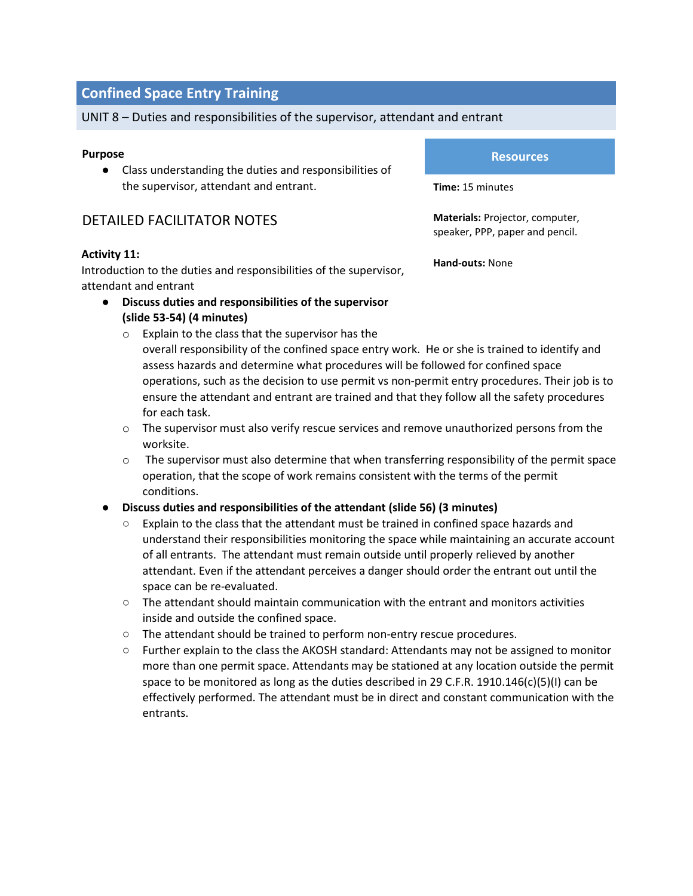## Confined Space Entry Training

UNIT 8 – Duties and responsibilities of the supervisor, attendant and entrant

**Purpose**

- Class understanding the duties and responsibilities of the supervisor, attendant and entrant.

**Resources**

**Time:** 15 minutes

**Materials:** Projector, computer, speaker, PPP, paper and pencil.

**Hand-outs:** None

### DETAILED FACILITATOR NOTES

**Activity 11:**
Introduction to the duties and responsibilities of the supervisor, attendant and entrant

- **Discuss duties and responsibilities of the supervisor (slide 53-54) (4 minutes)**
  - Explain to the class that the supervisor has the overall responsibility of the confined space entry work. He or she is trained to identify and assess hazards and determine what procedures will be followed for confined space operations, such as the decision to use permit vs non-permit entry procedures. Their job is to ensure the attendant and entrant are trained and that they follow all the safety procedures for each task.
  - The supervisor must also verify rescue services and remove unauthorized persons from the worksite.
  - The supervisor must also determine that when transferring responsibility of the permit space operation, that the scope of work remains consistent with the terms of the permit conditions.
- **Discuss duties and responsibilities of the attendant (slide 56) (3 minutes)**
  - Explain to the class that the attendant must be trained in confined space hazards and understand their responsibilities monitoring the space while maintaining an accurate account of all entrants. The attendant must remain outside until properly relieved by another attendant. Even if the attendant perceives a danger should order the entrant out until the space can be re-evaluated.
  - The attendant should maintain communication with the entrant and monitors activities inside and outside the confined space.
  - The attendant should be trained to perform non-entry rescue procedures.
  - Further explain to the class the AKOSH standard: Attendants may not be assigned to monitor more than one permit space. Attendants may be stationed at any location outside the permit space to be monitored as long as the duties described in 29 C.F.R. 1910.146(c)(5)(I) can be effectively performed. The attendant must be in direct and constant communication with the entrants.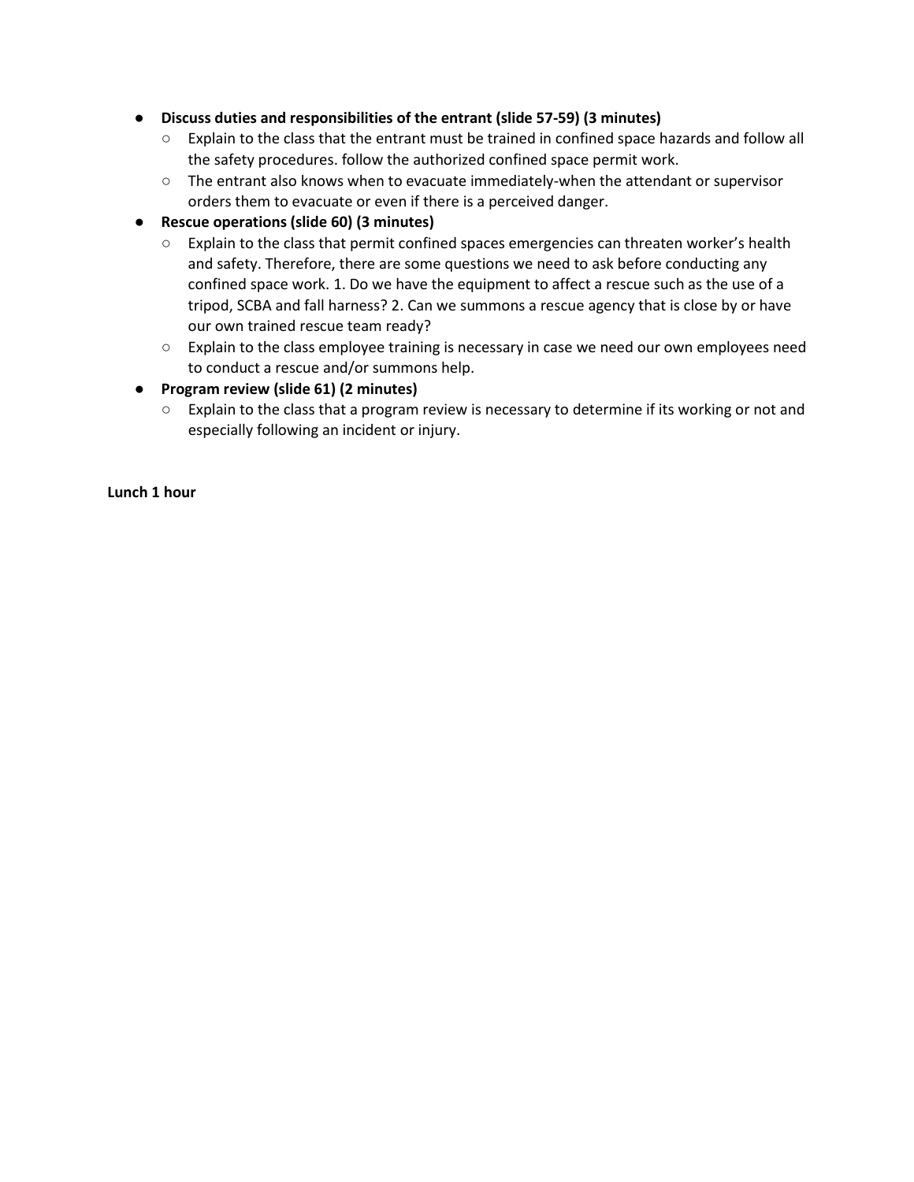- **Discuss duties and responsibilities of the entrant (slide 57-59) (3 minutes)**
  - Explain to the class that the entrant must be trained in confined space hazards and follow all the safety procedures. follow the authorized confined space permit work.
  - The entrant also knows when to evacuate immediately-when the attendant or supervisor orders them to evacuate or even if there is a perceived danger.
- **Rescue operations (slide 60) (3 minutes)**
  - Explain to the class that permit confined spaces emergencies can threaten worker's health and safety. Therefore, there are some questions we need to ask before conducting any confined space work. 1. Do we have the equipment to affect a rescue such as the use of a tripod, SCBA and fall harness? 2. Can we summons a rescue agency that is close by or have our own trained rescue team ready?
  - Explain to the class employee training is necessary in case we need our own employees need to conduct a rescue and/or summons help.
- **Program review (slide 61) (2 minutes)**
  - Explain to the class that a program review is necessary to determine if its working or not and especially following an incident or injury.

**Lunch 1 hour**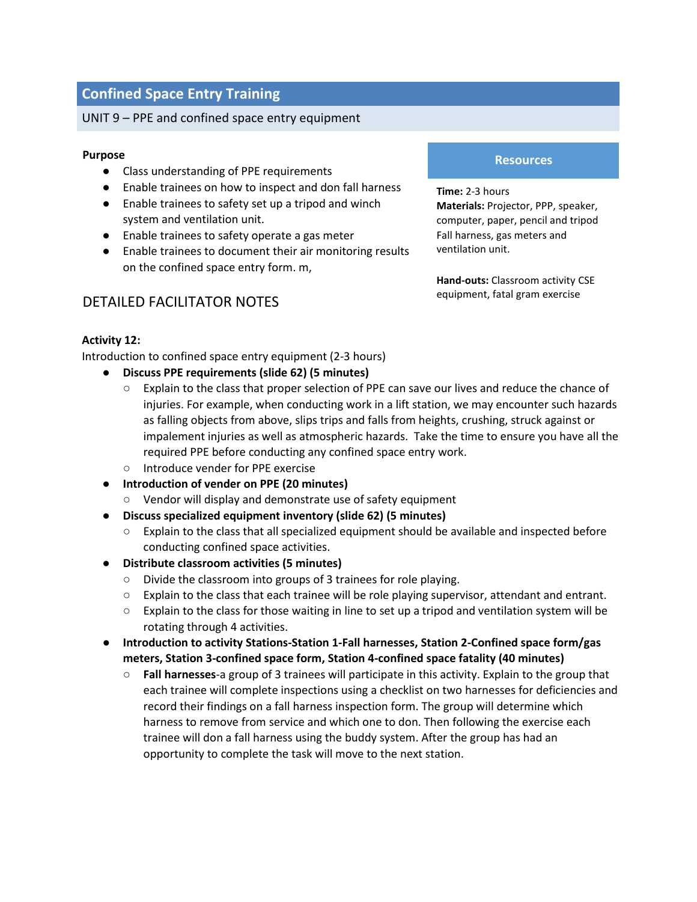# Confined Space Entry Training

## UNIT 9 – PPE and confined space entry equipment

**Purpose**

- Class understanding of PPE requirements
- Enable trainees on how to inspect and don fall harness
- Enable trainees to safety set up a tripod and winch system and ventilation unit.
- Enable trainees to safety operate a gas meter
- Enable trainees to document their air monitoring results on the confined space entry form. m,

### Resources

**Time:** 2-3 hours
**Materials:** Projector, PPP, speaker, computer, paper, pencil and tripod Fall harness, gas meters and ventilation unit.

**Hand-outs:** Classroom activity CSE equipment, fatal gram exercise

## DETAILED FACILITATOR NOTES

**Activity 12:**
Introduction to confined space entry equipment (2-3 hours)

- **Discuss PPE requirements (slide 62) (5 minutes)**
  - Explain to the class that proper selection of PPE can save our lives and reduce the chance of injuries. For example, when conducting work in a lift station, we may encounter such hazards as falling objects from above, slips trips and falls from heights, crushing, struck against or impalement injuries as well as atmospheric hazards. Take the time to ensure you have all the required PPE before conducting any confined space entry work.
  - Introduce vender for PPE exercise
- **Introduction of vender on PPE (20 minutes)**
  - Vendor will display and demonstrate use of safety equipment
- **Discuss specialized equipment inventory (slide 62) (5 minutes)**
  - Explain to the class that all specialized equipment should be available and inspected before conducting confined space activities.
- **Distribute classroom activities (5 minutes)**
  - Divide the classroom into groups of 3 trainees for role playing.
  - Explain to the class that each trainee will be role playing supervisor, attendant and entrant.
  - Explain to the class for those waiting in line to set up a tripod and ventilation system will be rotating through 4 activities.
- **Introduction to activity Stations-Station 1-Fall harnesses, Station 2-Confined space form/gas meters, Station 3-confined space form, Station 4-confined space fatality (40 minutes)**
  - **Fall harnesses**-a group of 3 trainees will participate in this activity. Explain to the group that each trainee will complete inspections using a checklist on two harnesses for deficiencies and record their findings on a fall harness inspection form. The group will determine which harness to remove from service and which one to don. Then following the exercise each trainee will don a fall harness using the buddy system. After the group has had an opportunity to complete the task will move to the next station.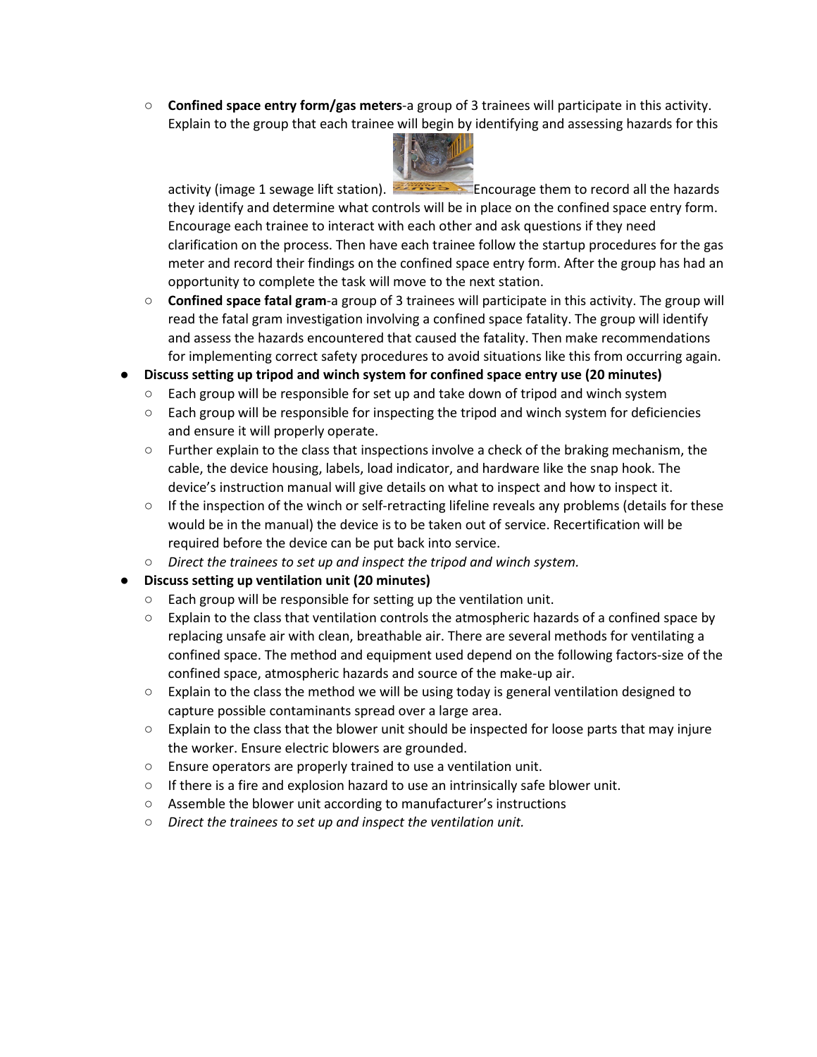- **Confined space entry form/gas meters**-a group of 3 trainees will participate in this activity. Explain to the group that each trainee will begin by identifying and assessing hazards for this activity (image 1 sewage lift station). Encourage them to record all the hazards they identify and determine what controls will be in place on the confined space entry form. Encourage each trainee to interact with each other and ask questions if they need clarification on the process. Then have each trainee follow the startup procedures for the gas meter and record their findings on the confined space entry form. After the group has had an opportunity to complete the task will move to the next station.
  - **Confined space fatal gram**-a group of 3 trainees will participate in this activity. The group will read the fatal gram investigation involving a confined space fatality. The group will identify and assess the hazards encountered that caused the fatality. Then make recommendations for implementing correct safety procedures to avoid situations like this from occurring again.
- **Discuss setting up tripod and winch system for confined space entry use (20 minutes)**
  - Each group will be responsible for set up and take down of tripod and winch system
  - Each group will be responsible for inspecting the tripod and winch system for deficiencies and ensure it will properly operate.
  - Further explain to the class that inspections involve a check of the braking mechanism, the cable, the device housing, labels, load indicator, and hardware like the snap hook. The device's instruction manual will give details on what to inspect and how to inspect it.
  - If the inspection of the winch or self-retracting lifeline reveals any problems (details for these would be in the manual) the device is to be taken out of service. Recertification will be required before the device can be put back into service.
  - *Direct the trainees to set up and inspect the tripod and winch system.*
- **Discuss setting up ventilation unit (20 minutes)**
  - Each group will be responsible for setting up the ventilation unit.
  - Explain to the class that ventilation controls the atmospheric hazards of a confined space by replacing unsafe air with clean, breathable air. There are several methods for ventilating a confined space. The method and equipment used depend on the following factors-size of the confined space, atmospheric hazards and source of the make-up air.
  - Explain to the class the method we will be using today is general ventilation designed to capture possible contaminants spread over a large area.
  - Explain to the class that the blower unit should be inspected for loose parts that may injure the worker. Ensure electric blowers are grounded.
  - Ensure operators are properly trained to use a ventilation unit.
  - If there is a fire and explosion hazard to use an intrinsically safe blower unit.
  - Assemble the blower unit according to manufacturer's instructions
  - *Direct the trainees to set up and inspect the ventilation unit.*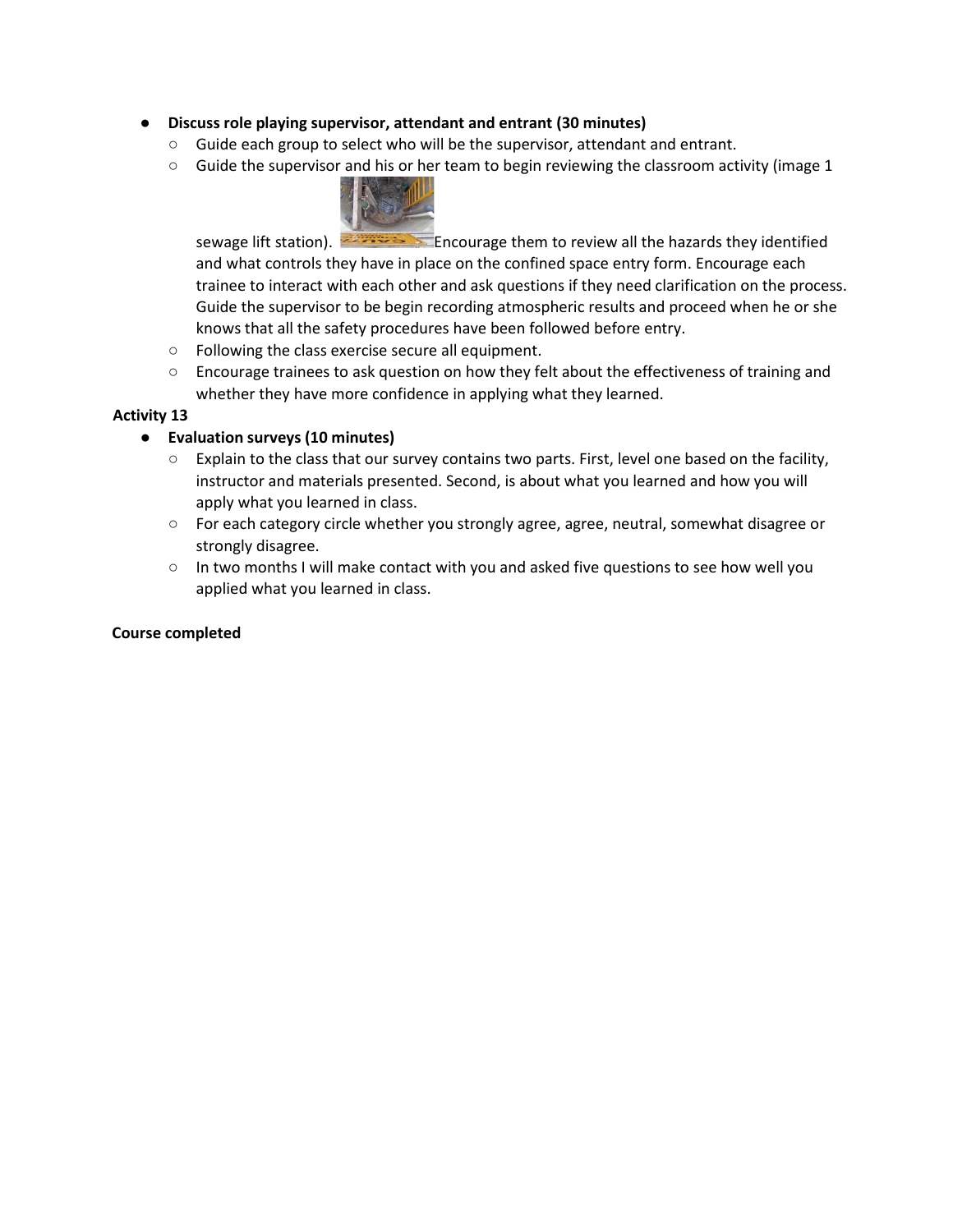- **Discuss role playing supervisor, attendant and entrant (30 minutes)**
  - Guide each group to select who will be the supervisor, attendant and entrant.
  - Guide the supervisor and his or her team to begin reviewing the classroom activity (image 1 sewage lift station). Encourage them to review all the hazards they identified and what controls they have in place on the confined space entry form. Encourage each trainee to interact with each other and ask questions if they need clarification on the process. Guide the supervisor to be begin recording atmospheric results and proceed when he or she knows that all the safety procedures have been followed before entry.
  - Following the class exercise secure all equipment.
  - Encourage trainees to ask question on how they felt about the effectiveness of training and whether they have more confidence in applying what they learned.

**Activity 13**

- **Evaluation surveys (10 minutes)**
  - Explain to the class that our survey contains two parts. First, level one based on the facility, instructor and materials presented. Second, is about what you learned and how you will apply what you learned in class.
  - For each category circle whether you strongly agree, agree, neutral, somewhat disagree or strongly disagree.
  - In two months I will make contact with you and asked five questions to see how well you applied what you learned in class.

**Course completed**